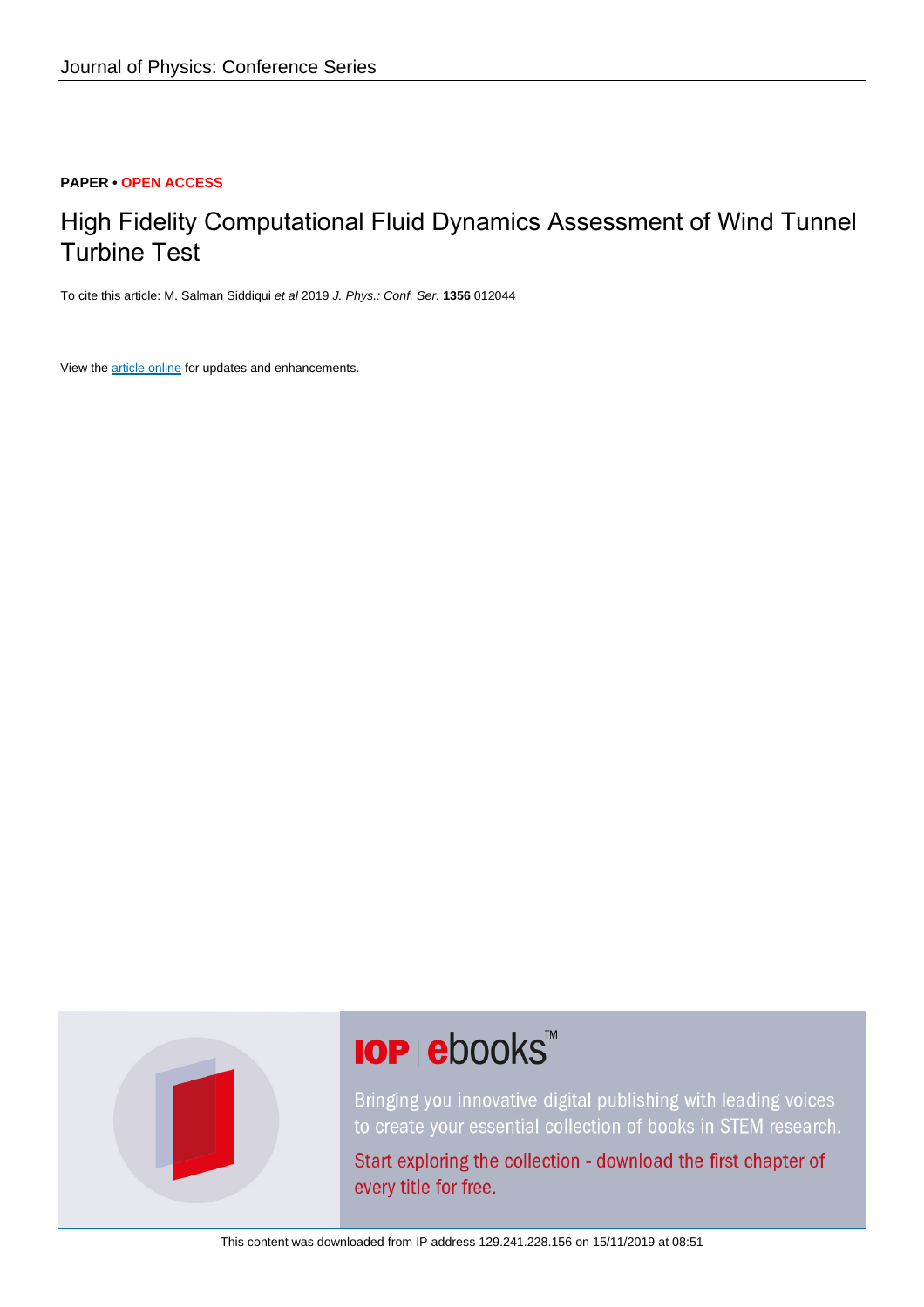**PAPER • OPEN ACCESS**

# High Fidelity Computational Fluid Dynamics Assessment of Wind Tunnel Turbine Test

To cite this article: M. Salman Siddiqui *et al* 2019 *J. Phys.: Conf. Ser.* **1356** 012044

View the article online for updates and enhancements.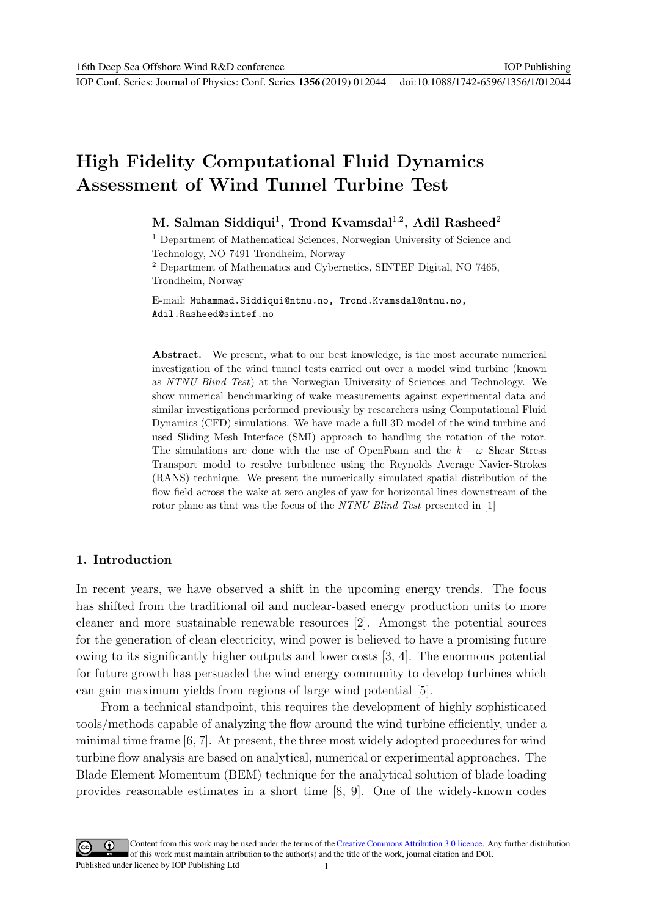# High Fidelity Computational Fluid Dynamics Assessment of Wind Tunnel Turbine Test

**M. Salman Siddiqui[1], Trond Kvamsdal[1,2], Adil Rasheed[2]**

[1] Department of Mathematical Sciences, Norwegian University of Science and Technology, NO 7491 Trondheim, Norway

[2] Department of Mathematics and Cybernetics, SINTEF Digital, NO 7465, Trondheim, Norway

E-mail: `Muhammad.Siddiqui@ntnu.no`, `Trond.Kvamsdal@ntnu.no`, `Adil.Rasheed@sintef.no`

**Abstract.** We present, what to our best knowledge, is the most accurate numerical investigation of the wind tunnel tests carried out over a model wind turbine (known as *NTNU Blind Test*) at the Norwegian University of Sciences and Technology. We show numerical benchmarking of wake measurements against experimental data and similar investigations performed previously by researchers using Computational Fluid Dynamics (CFD) simulations. We have made a full 3D model of the wind turbine and used Sliding Mesh Interface (SMI) approach to handling the rotation of the rotor. The simulations are done with the use of OpenFoam and the $k-\omega$ Shear Stress Transport model to resolve turbulence using the Reynolds Average Navier-Strokes (RANS) technique. We present the numerically simulated spatial distribution of the flow field across the wake at zero angles of yaw for horizontal lines downstream of the rotor plane as that was the focus of the *NTNU Blind Test* presented in [1]

## 1. Introduction

In recent years, we have observed a shift in the upcoming energy trends. The focus has shifted from the traditional oil and nuclear-based energy production units to more cleaner and more sustainable renewable resources [2]. Amongst the potential sources for the generation of clean electricity, wind power is believed to have a promising future owing to its significantly higher outputs and lower costs [3, 4]. The enormous potential for future growth has persuaded the wind energy community to develop turbines which can gain maximum yields from regions of large wind potential [5].

From a technical standpoint, this requires the development of highly sophisticated tools/methods capable of analyzing the flow around the wind turbine efficiently, under a minimal time frame [6, 7]. At present, the three most widely adopted procedures for wind turbine flow analysis are based on analytical, numerical or experimental approaches. The Blade Element Momentum (BEM) technique for the analytical solution of blade loading provides reasonable estimates in a short time [8, 9]. One of the widely-known codes

Content from this work may be used under the terms of the Creative Commons Attribution 3.0 licence. Any further distribution of this work must maintain attribution to the author(s) and the title of the work, journal citation and DOI.
Published under licence by IOP Publishing Ltd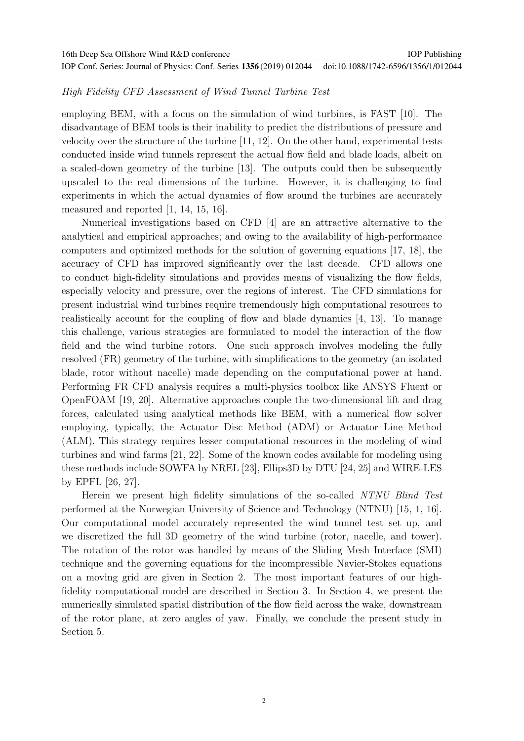employing BEM, with a focus on the simulation of wind turbines, is FAST [10]. The disadvantage of BEM tools is their inability to predict the distributions of pressure and velocity over the structure of the turbine [11, 12]. On the other hand, experimental tests conducted inside wind tunnels represent the actual flow field and blade loads, albeit on a scaled-down geometry of the turbine [13]. The outputs could then be subsequently upscaled to the real dimensions of the turbine. However, it is challenging to find experiments in which the actual dynamics of flow around the turbines are accurately measured and reported [1, 14, 15, 16].

Numerical investigations based on CFD [4] are an attractive alternative to the analytical and empirical approaches; and owing to the availability of high-performance computers and optimized methods for the solution of governing equations [17, 18], the accuracy of CFD has improved significantly over the last decade. CFD allows one to conduct high-fidelity simulations and provides means of visualizing the flow fields, especially velocity and pressure, over the regions of interest. The CFD simulations for present industrial wind turbines require tremendously high computational resources to realistically account for the coupling of flow and blade dynamics [4, 13]. To manage this challenge, various strategies are formulated to model the interaction of the flow field and the wind turbine rotors. One such approach involves modeling the fully resolved (FR) geometry of the turbine, with simplifications to the geometry (an isolated blade, rotor without nacelle) made depending on the computational power at hand. Performing FR CFD analysis requires a multi-physics toolbox like ANSYS Fluent or OpenFOAM [19, 20]. Alternative approaches couple the two-dimensional lift and drag forces, calculated using analytical methods like BEM, with a numerical flow solver employing, typically, the Actuator Disc Method (ADM) or Actuator Line Method (ALM). This strategy requires lesser computational resources in the modeling of wind turbines and wind farms [21, 22]. Some of the known codes available for modeling using these methods include SOWFA by NREL [23], Ellips3D by DTU [24, 25] and WIRE-LES by EPFL [26, 27].

Herein we present high fidelity simulations of the so-called *NTNU Blind Test* performed at the Norwegian University of Science and Technology (NTNU) [15, 1, 16]. Our computational model accurately represented the wind tunnel test set up, and we discretized the full 3D geometry of the wind turbine (rotor, nacelle, and tower). The rotation of the rotor was handled by means of the Sliding Mesh Interface (SMI) technique and the governing equations for the incompressible Navier-Stokes equations on a moving grid are given in Section 2. The most important features of our high-fidelity computational model are described in Section 3. In Section 4, we present the numerically simulated spatial distribution of the flow field across the wake, downstream of the rotor plane, at zero angles of yaw. Finally, we conclude the present study in Section 5.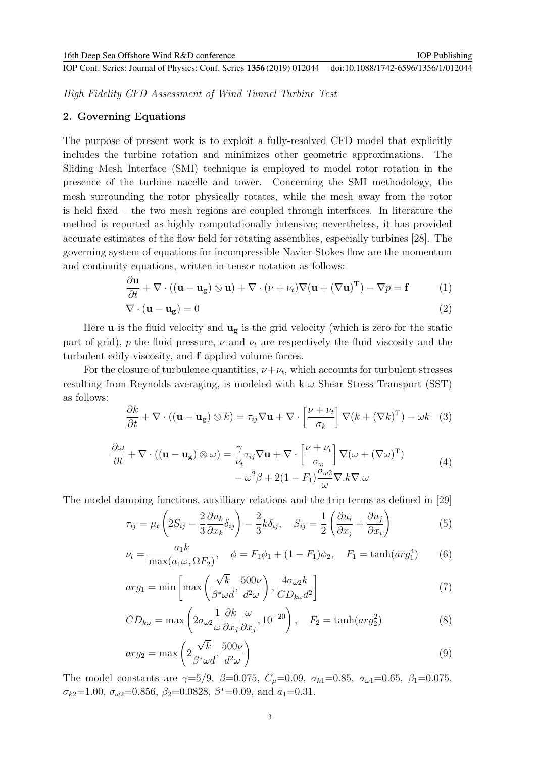## 2. Governing Equations

The purpose of present work is to exploit a fully-resolved CFD model that explicitly includes the turbine rotation and minimizes other geometric approximations. The Sliding Mesh Interface (SMI) technique is employed to model rotor rotation in the presence of the turbine nacelle and tower. Concerning the SMI methodology, the mesh surrounding the rotor physically rotates, while the mesh away from the rotor is held fixed – the two mesh regions are coupled through interfaces. In literature the method is reported as highly computationally intensive; nevertheless, it has provided accurate estimates of the flow field for rotating assemblies, especially turbines [28]. The governing system of equations for incompressible Navier-Stokes flow are the momentum and continuity equations, written in tensor notation as follows:

$$\frac{\partial \mathbf{u}}{\partial t} + \nabla \cdot ((\mathbf{u} - \mathbf{u_g}) \otimes \mathbf{u}) + \nabla \cdot (\nu + \nu_t) \nabla (\mathbf{u} + (\nabla \mathbf{u})^{\mathbf{T}}) - \nabla p = \mathbf{f} \tag{1}$$

$$\nabla \cdot (\mathbf{u} - \mathbf{u_g}) = 0 \tag{2}$$

Here $\mathbf{u}$ is the fluid velocity and $\mathbf{u_g}$ is the grid velocity (which is zero for the static part of grid), $p$ the fluid pressure, $\nu$ and $\nu_t$ are respectively the fluid viscosity and the turbulent eddy-viscosity, and $\mathbf{f}$ applied volume forces.

For the closure of turbulence quantities, $\nu + \nu_t$, which accounts for turbulent stresses resulting from Reynolds averaging, is modeled with k-$\omega$ Shear Stress Transport (SST) as follows:

$$\frac{\partial k}{\partial t} + \nabla \cdot ((\mathbf{u} - \mathbf{u_g}) \otimes k) = \tau_{ij} \nabla \mathbf{u} + \nabla \cdot \left[ \frac{\nu + \nu_t}{\sigma_k} \right] \nabla (k + (\nabla k)^{\mathrm{T}}) - \omega k \tag{3}$$

$$\begin{aligned} \frac{\partial \omega}{\partial t} + \nabla \cdot ((\mathbf{u} - \mathbf{u_g}) \otimes \omega) = \frac{\gamma}{\nu_t} \tau_{ij} \nabla \mathbf{u} + \nabla \cdot \left[ \frac{\nu + \nu_t}{\sigma_\omega} \right] \nabla (\omega + (\nabla \omega)^{\mathrm{T}}) \\ - \omega^2 \beta + 2(1 - F_1) \frac{\sigma_{\omega 2}}{\omega} \nabla . k \nabla . \omega \end{aligned} \tag{4}$$

The model damping functions, auxilliary relations and the trip terms as defined in [29]

$$\tau_{ij} = \mu_t \left( 2 S_{ij} - \frac{2}{3} \frac{\partial u_k}{\partial x_k} \delta_{ij} \right) - \frac{2}{3} k \delta_{ij}, \quad S_{ij} = \frac{1}{2} \left( \frac{\partial u_i}{\partial x_j} + \frac{\partial u_j}{\partial x_i} \right) \tag{5}$$

$$\nu_t = \frac{a_1 k}{\max(a_1 \omega, \Omega F_2)}, \quad \phi = F_1 \phi_1 + (1 - F_1) \phi_2, \quad F_1 = \tanh(arg_1^4) \tag{6}$$

$$arg_1 = \min \left[ \max \left( \frac{\sqrt{k}}{\beta^* \omega d}, \frac{500 \nu}{d^2 \omega} \right), \frac{4 \sigma_{\omega 2} k}{CD_{k\omega} d^2} \right] \tag{7}$$

$$CD_{k\omega} = \max \left( 2 \sigma_{\omega 2} \frac{1}{\omega} \frac{\partial k}{\partial x_j} \frac{\omega}{\partial x_j}, 10^{-20} \right), \quad F_2 = \tanh(arg_2^2) \tag{8}$$

$$arg_2 = \max \left( 2 \frac{\sqrt{k}}{\beta^* \omega d}, \frac{500 \nu}{d^2 \omega} \right) \tag{9}$$

The model constants are $\gamma$=5/9, $\beta$=0.075, $C_\mu$=0.09, $\sigma_{k1}$=0.85, $\sigma_{\omega 1}$=0.65, $\beta_1$=0.075, $\sigma_{k2}$=1.00, $\sigma_{\omega 2}$=0.856, $\beta_2$=0.0828, $\beta^*$=0.09, and $a_1$=0.31.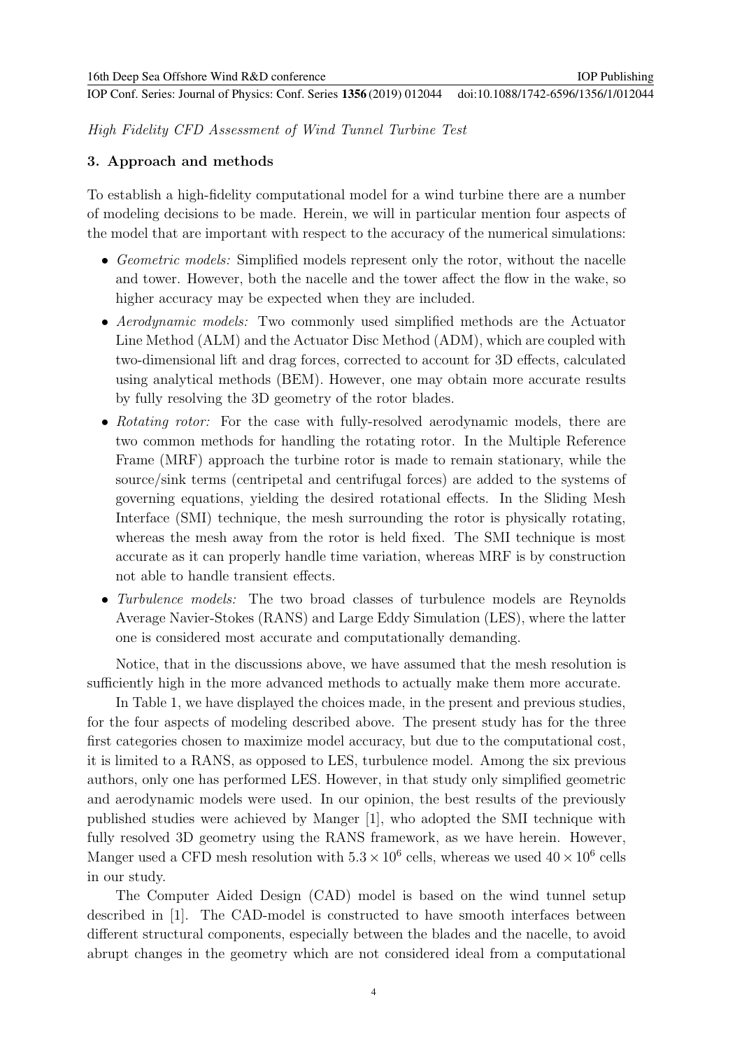## 3. Approach and methods

To establish a high-fidelity computational model for a wind turbine there are a number of modeling decisions to be made. Herein, we will in particular mention four aspects of the model that are important with respect to the accuracy of the numerical simulations:

- *Geometric models:* Simplified models represent only the rotor, without the nacelle and tower. However, both the nacelle and the tower affect the flow in the wake, so higher accuracy may be expected when they are included.
- *Aerodynamic models:* Two commonly used simplified methods are the Actuator Line Method (ALM) and the Actuator Disc Method (ADM), which are coupled with two-dimensional lift and drag forces, corrected to account for 3D effects, calculated using analytical methods (BEM). However, one may obtain more accurate results by fully resolving the 3D geometry of the rotor blades.
- *Rotating rotor:* For the case with fully-resolved aerodynamic models, there are two common methods for handling the rotating rotor. In the Multiple Reference Frame (MRF) approach the turbine rotor is made to remain stationary, while the source/sink terms (centripetal and centrifugal forces) are added to the systems of governing equations, yielding the desired rotational effects. In the Sliding Mesh Interface (SMI) technique, the mesh surrounding the rotor is physically rotating, whereas the mesh away from the rotor is held fixed. The SMI technique is most accurate as it can properly handle time variation, whereas MRF is by construction not able to handle transient effects.
- *Turbulence models:* The two broad classes of turbulence models are Reynolds Average Navier-Stokes (RANS) and Large Eddy Simulation (LES), where the latter one is considered most accurate and computationally demanding.

Notice, that in the discussions above, we have assumed that the mesh resolution is sufficiently high in the more advanced methods to actually make them more accurate.

In Table 1, we have displayed the choices made, in the present and previous studies, for the four aspects of modeling described above. The present study has for the three first categories chosen to maximize model accuracy, but due to the computational cost, it is limited to a RANS, as opposed to LES, turbulence model. Among the six previous authors, only one has performed LES. However, in that study only simplified geometric and aerodynamic models were used. In our opinion, the best results of the previously published studies were achieved by Manger [1], who adopted the SMI technique with fully resolved 3D geometry using the RANS framework, as we have herein. However, Manger used a CFD mesh resolution with $5.3 \times 10^6$ cells, whereas we used $40 \times 10^6$ cells in our study.

The Computer Aided Design (CAD) model is based on the wind tunnel setup described in [1]. The CAD-model is constructed to have smooth interfaces between different structural components, especially between the blades and the nacelle, to avoid abrupt changes in the geometry which are not considered ideal from a computational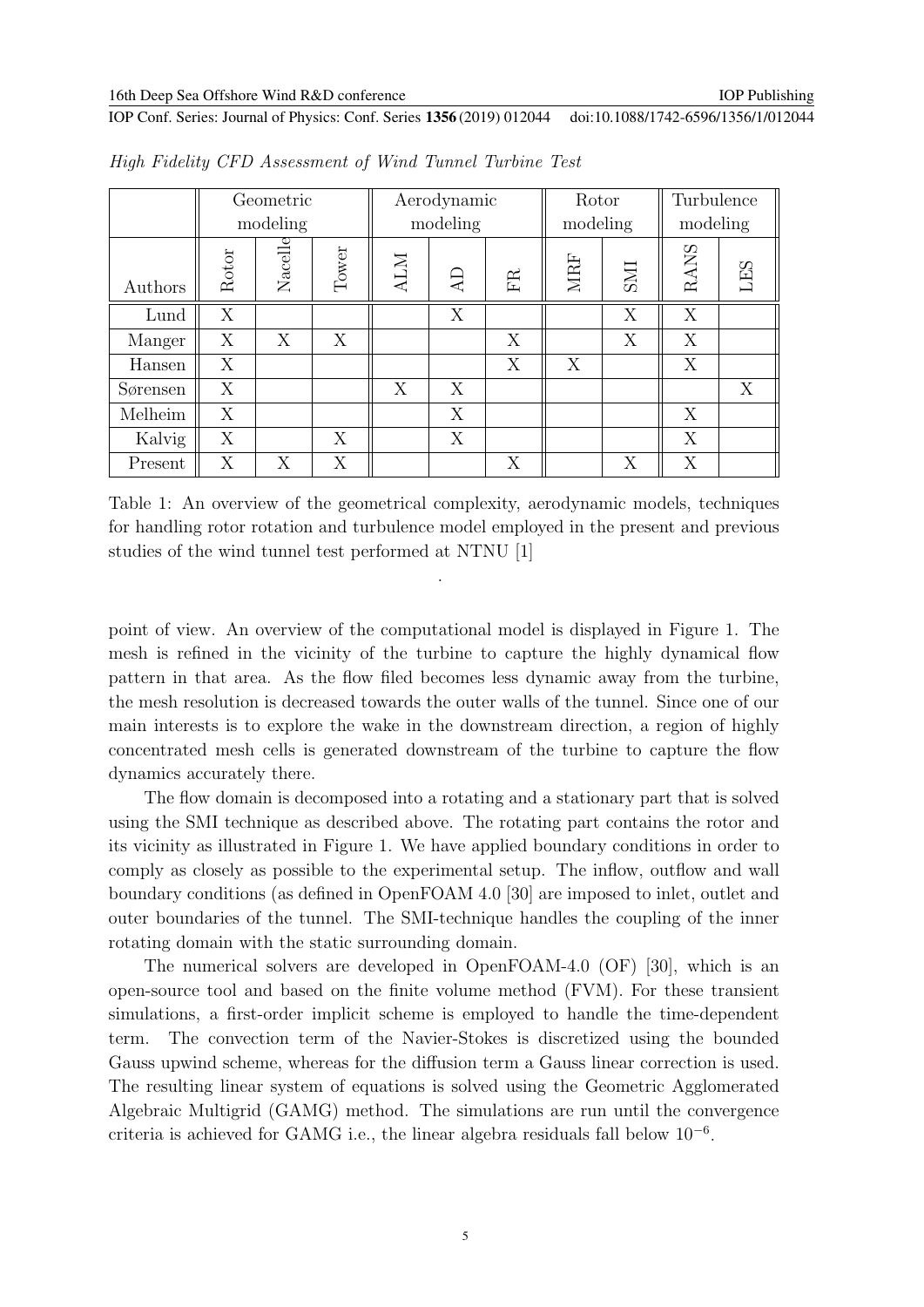| | Geometric modeling | | | Aerodynamic modeling | | | Rotor modeling | | Turbulence modeling | |
|---|---|---|---|---|---|---|---|---|---|---|
| Authors | Rotor | Nacelle | Tower | ALM | AD | FR | MRF | SMI | RANS | LES |
| Lund | X | | | | X | | | X | X | |
| Manger | X | X | X | | | X | | X | X | |
| Hansen | X | | | | | X | X | | X | |
| Sørensen | X | | | X | X | | | | | X |
| Melheim | X | | | | X | | | | X | |
| Kalvig | X | | X | | X | | | | X | |
| Present | X | X | X | | | X | | X | X | |

Table 1: An overview of the geometrical complexity, aerodynamic models, techniques for handling rotor rotation and turbulence model employed in the present and previous studies of the wind tunnel test performed at NTNU [1]

point of view. An overview of the computational model is displayed in Figure 1. The mesh is refined in the vicinity of the turbine to capture the highly dynamical flow pattern in that area. As the flow filed becomes less dynamic away from the turbine, the mesh resolution is decreased towards the outer walls of the tunnel. Since one of our main interests is to explore the wake in the downstream direction, a region of highly concentrated mesh cells is generated downstream of the turbine to capture the flow dynamics accurately there.

The flow domain is decomposed into a rotating and a stationary part that is solved using the SMI technique as described above. The rotating part contains the rotor and its vicinity as illustrated in Figure 1. We have applied boundary conditions in order to comply as closely as possible to the experimental setup. The inflow, outflow and wall boundary conditions (as defined in OpenFOAM 4.0 [30] are imposed to inlet, outlet and outer boundaries of the tunnel. The SMI-technique handles the coupling of the inner rotating domain with the static surrounding domain.

The numerical solvers are developed in OpenFOAM-4.0 (OF) [30], which is an open-source tool and based on the finite volume method (FVM). For these transient simulations, a first-order implicit scheme is employed to handle the time-dependent term. The convection term of the Navier-Stokes is discretized using the bounded Gauss upwind scheme, whereas for the diffusion term a Gauss linear correction is used. The resulting linear system of equations is solved using the Geometric Agglomerated Algebraic Multigrid (GAMG) method. The simulations are run until the convergence criteria is achieved for GAMG i.e., the linear algebra residuals fall below $10^{-6}$.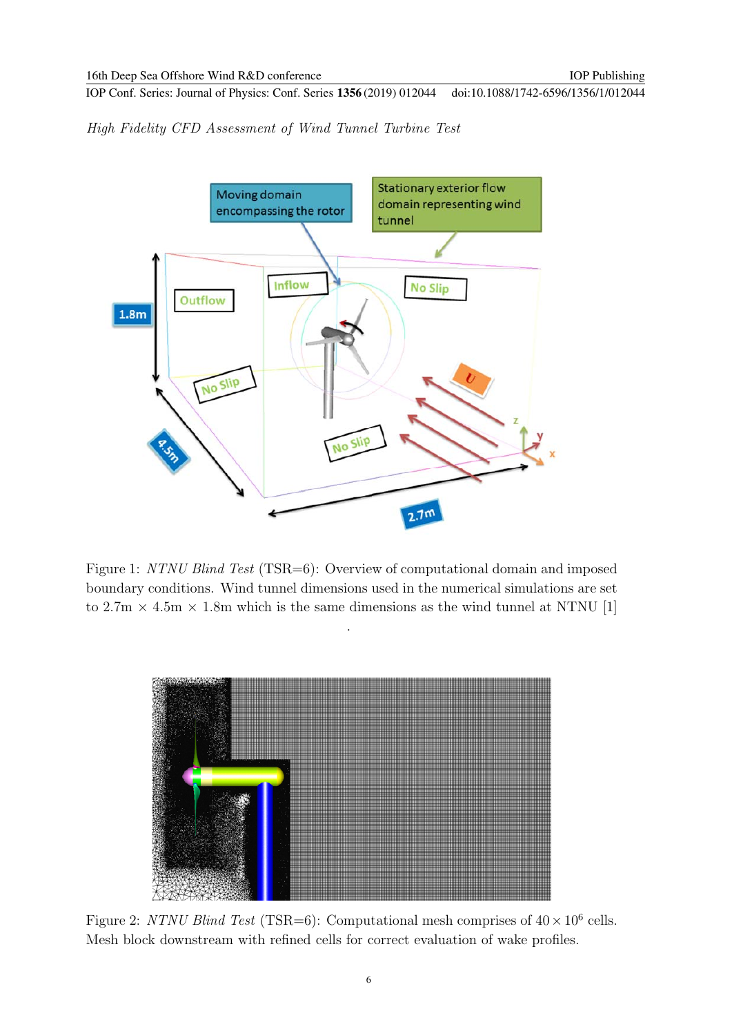Figure 1: *NTNU Blind Test* (TSR=6): Overview of computational domain and imposed boundary conditions. Wind tunnel dimensions used in the numerical simulations are set to 2.7m × 4.5m × 1.8m which is the same dimensions as the wind tunnel at NTNU [1]

.

Figure 2: *NTNU Blind Test* (TSR=6): Computational mesh comprises of $40 \times 10^6$ cells. Mesh block downstream with refined cells for correct evaluation of wake profiles.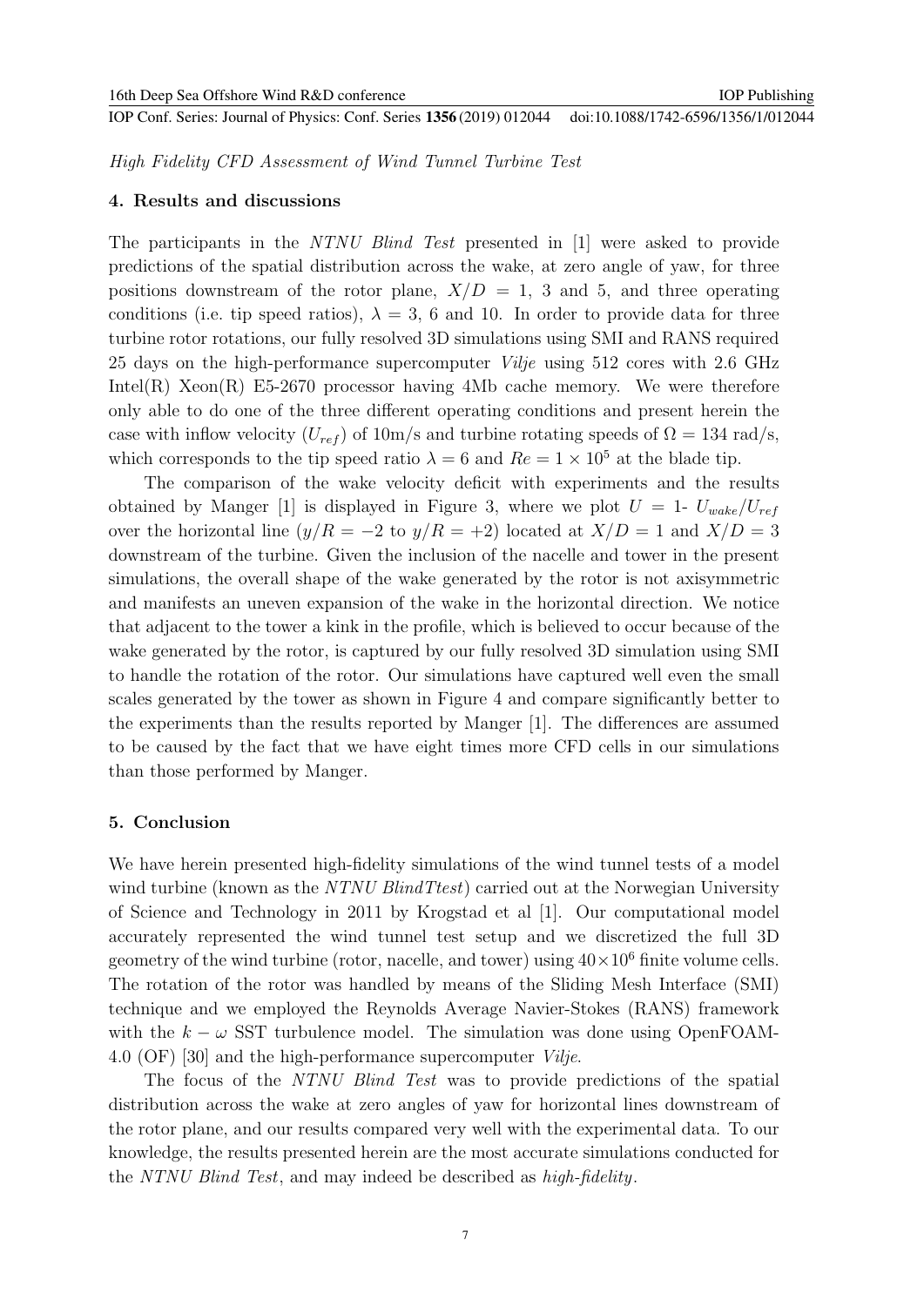## 4. Results and discussions

The participants in the *NTNU Blind Test* presented in [1] were asked to provide predictions of the spatial distribution across the wake, at zero angle of yaw, for three positions downstream of the rotor plane, $X/D = 1$, 3 and 5, and three operating conditions (i.e. tip speed ratios), $\lambda = 3$, 6 and 10. In order to provide data for three turbine rotor rotations, our fully resolved 3D simulations using SMI and RANS required 25 days on the high-performance supercomputer *Vilje* using 512 cores with 2.6 GHz Intel(R) Xeon(R) E5-2670 processor having 4Mb cache memory. We were therefore only able to do one of the three different operating conditions and present herein the case with inflow velocity ($U_{ref}$) of 10m/s and turbine rotating speeds of $\Omega = 134$ rad/s, which corresponds to the tip speed ratio $\lambda = 6$ and $Re = 1 \times 10^5$ at the blade tip.

The comparison of the wake velocity deficit with experiments and the results obtained by Manger [1] is displayed in Figure 3, where we plot $U$ = 1- $U_{wake}/U_{ref}$ over the horizontal line ($y/R = -2$ to $y/R = +2$) located at $X/D = 1$ and $X/D = 3$ downstream of the turbine. Given the inclusion of the nacelle and tower in the present simulations, the overall shape of the wake generated by the rotor is not axisymmetric and manifests an uneven expansion of the wake in the horizontal direction. We notice that adjacent to the tower a kink in the profile, which is believed to occur because of the wake generated by the rotor, is captured by our fully resolved 3D simulation using SMI to handle the rotation of the rotor. Our simulations have captured well even the small scales generated by the tower as shown in Figure 4 and compare significantly better to the experiments than the results reported by Manger [1]. The differences are assumed to be caused by the fact that we have eight times more CFD cells in our simulations than those performed by Manger.

## 5. Conclusion

We have herein presented high-fidelity simulations of the wind tunnel tests of a model wind turbine (known as the *NTNU BlindTtest*) carried out at the Norwegian University of Science and Technology in 2011 by Krogstad et al [1]. Our computational model accurately represented the wind tunnel test setup and we discretized the full 3D geometry of the wind turbine (rotor, nacelle, and tower) using $40 \times 10^6$ finite volume cells. The rotation of the rotor was handled by means of the Sliding Mesh Interface (SMI) technique and we employed the Reynolds Average Navier-Stokes (RANS) framework with the $k - \omega$ SST turbulence model. The simulation was done using OpenFOAM-4.0 (OF) [30] and the high-performance supercomputer *Vilje*.

The focus of the *NTNU Blind Test* was to provide predictions of the spatial distribution across the wake at zero angles of yaw for horizontal lines downstream of the rotor plane, and our results compared very well with the experimental data. To our knowledge, the results presented herein are the most accurate simulations conducted for the *NTNU Blind Test*, and may indeed be described as *high-fidelity*.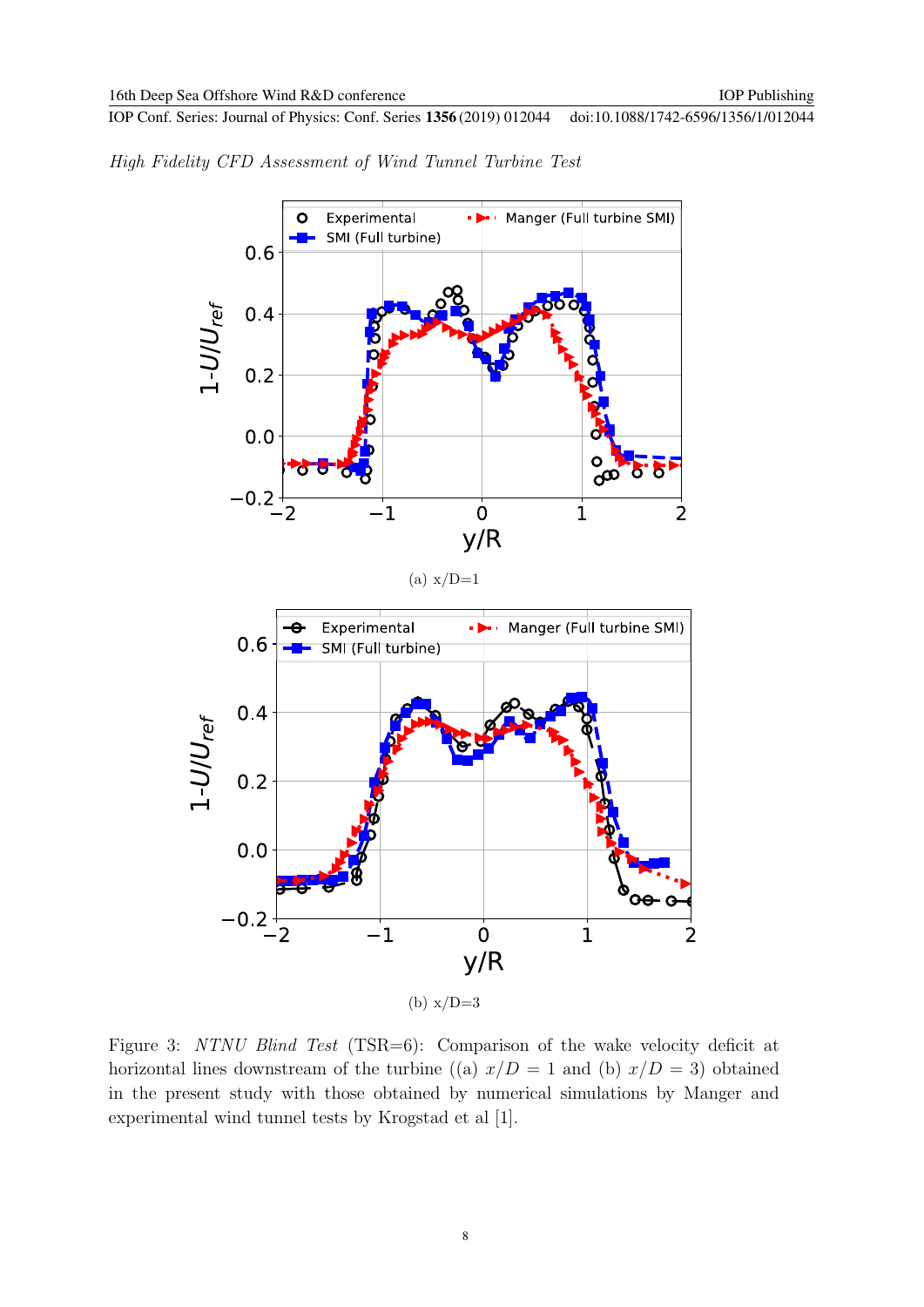(a) x/D=1

(b) x/D=3

Figure 3: *NTNU Blind Test* (TSR=6): Comparison of the wake velocity deficit at horizontal lines downstream of the turbine ((a) $x/D = 1$ and (b) $x/D = 3$) obtained in the present study with those obtained by numerical simulations by Manger and experimental wind tunnel tests by Krogstad et al [1].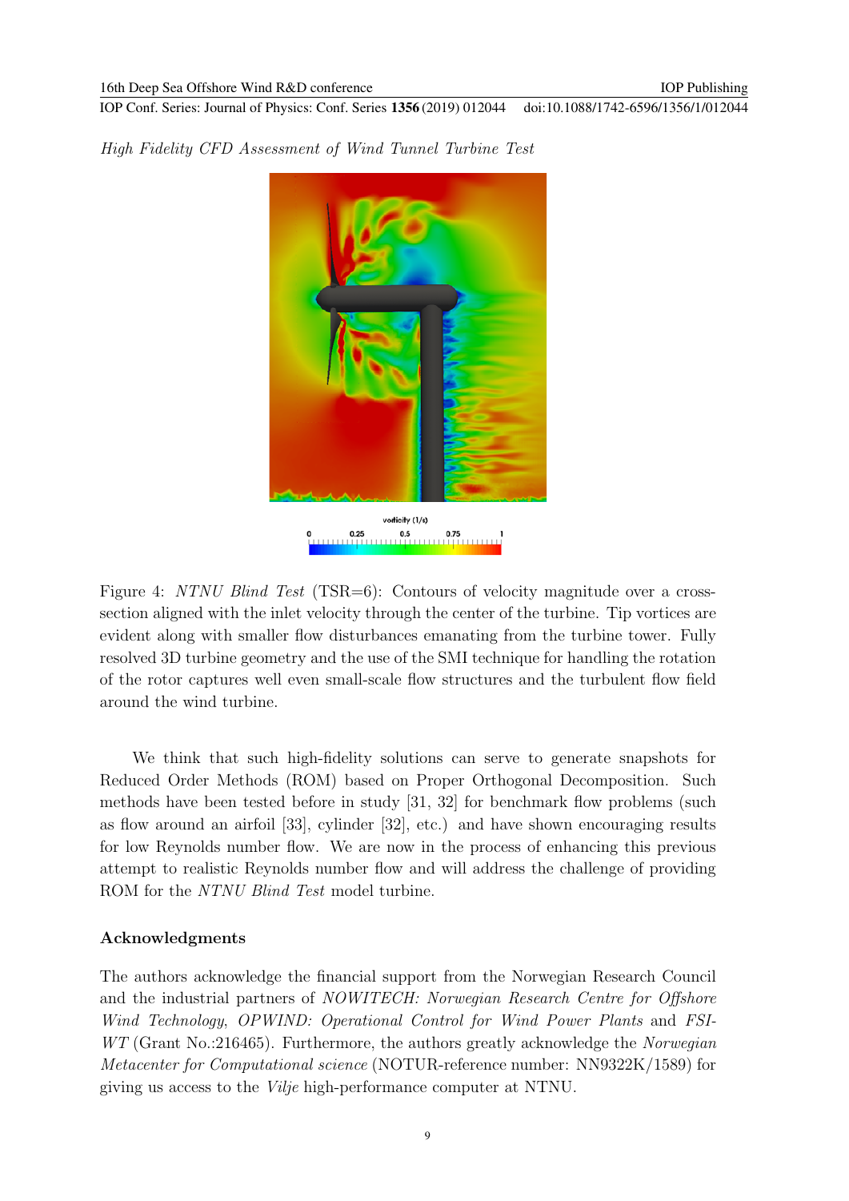Figure 4: *NTNU Blind Test* (TSR=6): Contours of velocity magnitude over a cross-section aligned with the inlet velocity through the center of the turbine. Tip vortices are evident along with smaller flow disturbances emanating from the turbine tower. Fully resolved 3D turbine geometry and the use of the SMI technique for handling the rotation of the rotor captures well even small-scale flow structures and the turbulent flow field around the wind turbine.

We think that such high-fidelity solutions can serve to generate snapshots for Reduced Order Methods (ROM) based on Proper Orthogonal Decomposition. Such methods have been tested before in study [31, 32] for benchmark flow problems (such as flow around an airfoil [33], cylinder [32], etc.) and have shown encouraging results for low Reynolds number flow. We are now in the process of enhancing this previous attempt to realistic Reynolds number flow and will address the challenge of providing ROM for the *NTNU Blind Test* model turbine.

## Acknowledgments

The authors acknowledge the financial support from the Norwegian Research Council and the industrial partners of *NOWITECH: Norwegian Research Centre for Offshore Wind Technology*, *OPWIND: Operational Control for Wind Power Plants* and *FSI-WT* (Grant No.:216465). Furthermore, the authors greatly acknowledge the *Norwegian Metacenter for Computational science* (NOTUR-reference number: NN9322K/1589) for giving us access to the *Vilje* high-performance computer at NTNU.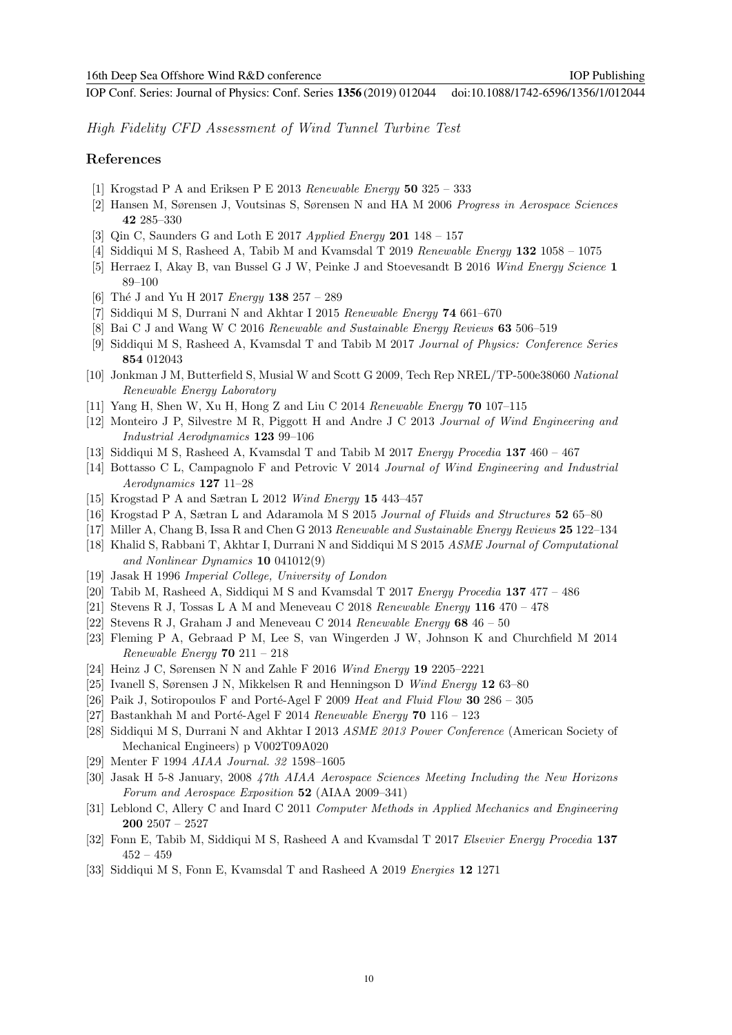## References

[1] Krogstad P A and Eriksen P E 2013 *Renewable Energy* **50** 325 – 333

[2] Hansen M, Sørensen J, Voutsinas S, Sørensen N and HA M 2006 *Progress in Aerospace Sciences* **42** 285–330

[3] Qin C, Saunders G and Loth E 2017 *Applied Energy* **201** 148 – 157

[4] Siddiqui M S, Rasheed A, Tabib M and Kvamsdal T 2019 *Renewable Energy* **132** 1058 – 1075

[5] Herraez I, Akay B, van Bussel G J W, Peinke J and Stoevesandt B 2016 *Wind Energy Science* **1** 89–100

[6] Thé J and Yu H 2017 *Energy* **138** 257 – 289

[7] Siddiqui M S, Durrani N and Akhtar I 2015 *Renewable Energy* **74** 661–670

[8] Bai C J and Wang W C 2016 *Renewable and Sustainable Energy Reviews* **63** 506–519

[9] Siddiqui M S, Rasheed A, Kvamsdal T and Tabib M 2017 *Journal of Physics: Conference Series* **854** 012043

[10] Jonkman J M, Butterfield S, Musial W and Scott G 2009, Tech Rep NREL/TP-500e38060 *National Renewable Energy Laboratory*

[11] Yang H, Shen W, Xu H, Hong Z and Liu C 2014 *Renewable Energy* **70** 107–115

[12] Monteiro J P, Silvestre M R, Piggott H and Andre J C 2013 *Journal of Wind Engineering and Industrial Aerodynamics* **123** 99–106

[13] Siddiqui M S, Rasheed A, Kvamsdal T and Tabib M 2017 *Energy Procedia* **137** 460 – 467

[14] Bottasso C L, Campagnolo F and Petrovic V 2014 *Journal of Wind Engineering and Industrial Aerodynamics* **127** 11–28

[15] Krogstad P A and Sætran L 2012 *Wind Energy* **15** 443–457

[16] Krogstad P A, Sætran L and Adaramola M S 2015 *Journal of Fluids and Structures* **52** 65–80

[17] Miller A, Chang B, Issa R and Chen G 2013 *Renewable and Sustainable Energy Reviews* **25** 122–134

[18] Khalid S, Rabbani T, Akhtar I, Durrani N and Siddiqui M S 2015 *ASME Journal of Computational and Nonlinear Dynamics* **10** 041012(9)

[19] Jasak H 1996 *Imperial College, University of London*

[20] Tabib M, Rasheed A, Siddiqui M S and Kvamsdal T 2017 *Energy Procedia* **137** 477 – 486

[21] Stevens R J, Tossas L A M and Meneveau C 2018 *Renewable Energy* **116** 470 – 478

[22] Stevens R J, Graham J and Meneveau C 2014 *Renewable Energy* **68** 46 – 50

[23] Fleming P A, Gebraad P M, Lee S, van Wingerden J W, Johnson K and Churchfield M 2014 *Renewable Energy* **70** 211 – 218

[24] Heinz J C, Sørensen N N and Zahle F 2016 *Wind Energy* **19** 2205–2221

[25] Ivanell S, Sørensen J N, Mikkelsen R and Henningson D *Wind Energy* **12** 63–80

[26] Paik J, Sotiropoulos F and Porté-Agel F 2009 *Heat and Fluid Flow* **30** 286 – 305

[27] Bastankhah M and Porté-Agel F 2014 *Renewable Energy* **70** 116 – 123

[28] Siddiqui M S, Durrani N and Akhtar I 2013 *ASME 2013 Power Conference* (American Society of Mechanical Engineers) p V002T09A020

[29] Menter F 1994 *AIAA Journal. 32* 1598–1605

[30] Jasak H 5-8 January, 2008 *47th AIAA Aerospace Sciences Meeting Including the New Horizons Forum and Aerospace Exposition* **52** (AIAA 2009–341)

[31] Leblond C, Allery C and Inard C 2011 *Computer Methods in Applied Mechanics and Engineering* **200** 2507 – 2527

[32] Fonn E, Tabib M, Siddiqui M S, Rasheed A and Kvamsdal T 2017 *Elsevier Energy Procedia* **137** 452 – 459

[33] Siddiqui M S, Fonn E, Kvamsdal T and Rasheed A 2019 *Energies* **12** 1271